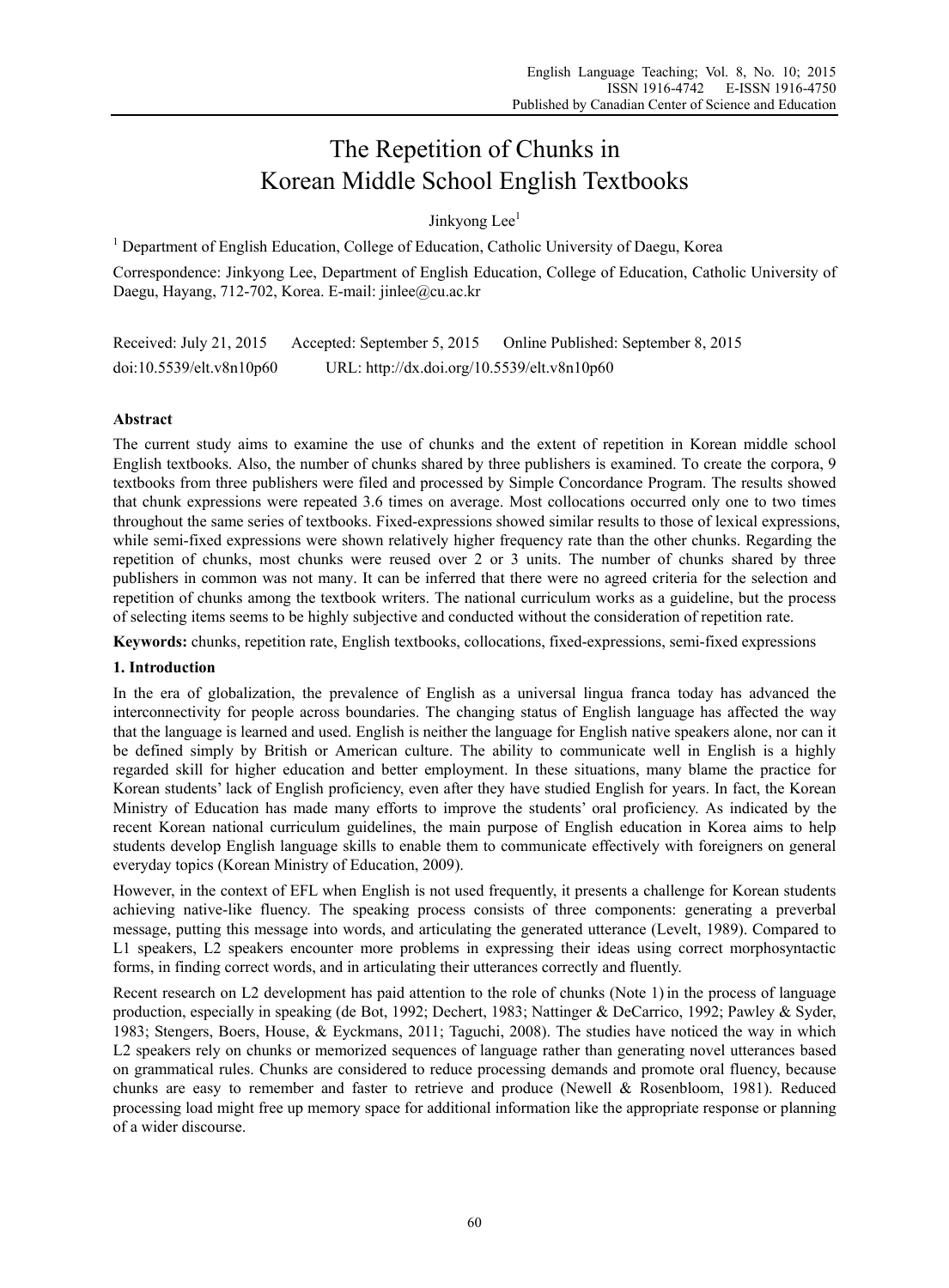# The Repetition of Chunks in Korean Middle School English Textbooks

Jinkyong Lee[1]

[1] Department of English Education, College of Education, Catholic University of Daegu, Korea

Correspondence: Jinkyong Lee, Department of English Education, College of Education, Catholic University of Daegu, Hayang, 712-702, Korea. E-mail: jinlee@cu.ac.kr

Received: July 21, 2015 Accepted: September 5, 2015 Online Published: September 8, 2015

doi:10.5539/elt.v8n10p60 URL: http://dx.doi.org/10.5539/elt.v8n10p60

## Abstract

The current study aims to examine the use of chunks and the extent of repetition in Korean middle school English textbooks. Also, the number of chunks shared by three publishers is examined. To create the corpora, 9 textbooks from three publishers were filed and processed by Simple Concordance Program. The results showed that chunk expressions were repeated 3.6 times on average. Most collocations occurred only one to two times throughout the same series of textbooks. Fixed-expressions showed similar results to those of lexical expressions, while semi-fixed expressions were shown relatively higher frequency rate than the other chunks. Regarding the repetition of chunks, most chunks were reused over 2 or 3 units. The number of chunks shared by three publishers in common was not many. It can be inferred that there were no agreed criteria for the selection and repetition of chunks among the textbook writers. The national curriculum works as a guideline, but the process of selecting items seems to be highly subjective and conducted without the consideration of repetition rate.

**Keywords:** chunks, repetition rate, English textbooks, collocations, fixed-expressions, semi-fixed expressions

## 1. Introduction

In the era of globalization, the prevalence of English as a universal lingua franca today has advanced the interconnectivity for people across boundaries. The changing status of English language has affected the way that the language is learned and used. English is neither the language for English native speakers alone, nor can it be defined simply by British or American culture. The ability to communicate well in English is a highly regarded skill for higher education and better employment. In these situations, many blame the practice for Korean students' lack of English proficiency, even after they have studied English for years. In fact, the Korean Ministry of Education has made many efforts to improve the students' oral proficiency. As indicated by the recent Korean national curriculum guidelines, the main purpose of English education in Korea aims to help students develop English language skills to enable them to communicate effectively with foreigners on general everyday topics (Korean Ministry of Education, 2009).

However, in the context of EFL when English is not used frequently, it presents a challenge for Korean students achieving native-like fluency. The speaking process consists of three components: generating a preverbal message, putting this message into words, and articulating the generated utterance (Levelt, 1989). Compared to L1 speakers, L2 speakers encounter more problems in expressing their ideas using correct morphosyntactic forms, in finding correct words, and in articulating their utterances correctly and fluently.

Recent research on L2 development has paid attention to the role of chunks (Note 1) in the process of language production, especially in speaking (de Bot, 1992; Dechert, 1983; Nattinger & DeCarrico, 1992; Pawley & Syder, 1983; Stengers, Boers, House, & Eyckmans, 2011; Taguchi, 2008). The studies have noticed the way in which L2 speakers rely on chunks or memorized sequences of language rather than generating novel utterances based on grammatical rules. Chunks are considered to reduce processing demands and promote oral fluency, because chunks are easy to remember and faster to retrieve and produce (Newell & Rosenbloom, 1981). Reduced processing load might free up memory space for additional information like the appropriate response or planning of a wider discourse.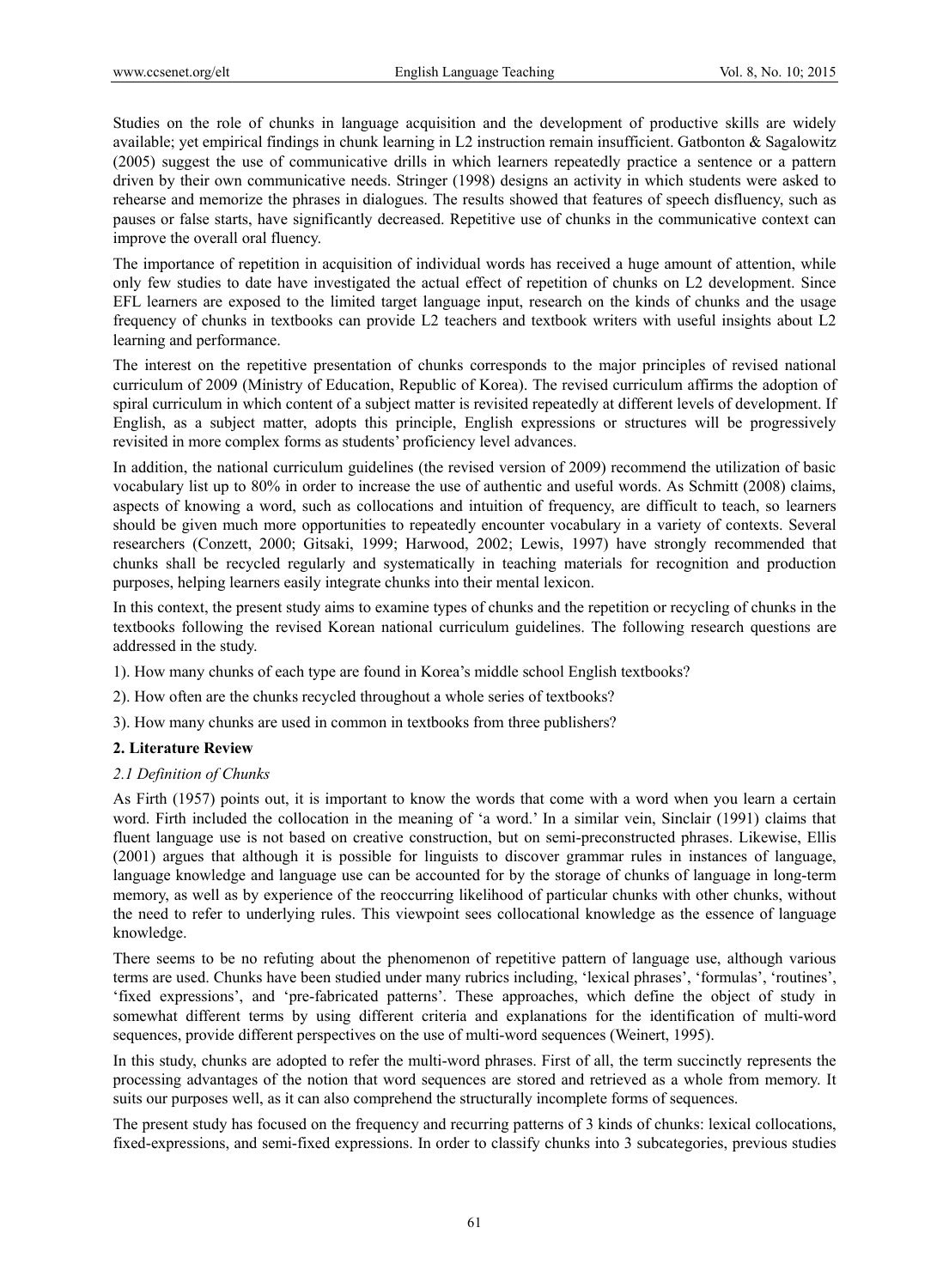Studies on the role of chunks in language acquisition and the development of productive skills are widely available; yet empirical findings in chunk learning in L2 instruction remain insufficient. Gatbonton & Sagalowitz (2005) suggest the use of communicative drills in which learners repeatedly practice a sentence or a pattern driven by their own communicative needs. Stringer (1998) designs an activity in which students were asked to rehearse and memorize the phrases in dialogues. The results showed that features of speech disfluency, such as pauses or false starts, have significantly decreased. Repetitive use of chunks in the communicative context can improve the overall oral fluency.

The importance of repetition in acquisition of individual words has received a huge amount of attention, while only few studies to date have investigated the actual effect of repetition of chunks on L2 development. Since EFL learners are exposed to the limited target language input, research on the kinds of chunks and the usage frequency of chunks in textbooks can provide L2 teachers and textbook writers with useful insights about L2 learning and performance.

The interest on the repetitive presentation of chunks corresponds to the major principles of revised national curriculum of 2009 (Ministry of Education, Republic of Korea). The revised curriculum affirms the adoption of spiral curriculum in which content of a subject matter is revisited repeatedly at different levels of development. If English, as a subject matter, adopts this principle, English expressions or structures will be progressively revisited in more complex forms as students' proficiency level advances.

In addition, the national curriculum guidelines (the revised version of 2009) recommend the utilization of basic vocabulary list up to 80% in order to increase the use of authentic and useful words. As Schmitt (2008) claims, aspects of knowing a word, such as collocations and intuition of frequency, are difficult to teach, so learners should be given much more opportunities to repeatedly encounter vocabulary in a variety of contexts. Several researchers (Conzett, 2000; Gitsaki, 1999; Harwood, 2002; Lewis, 1997) have strongly recommended that chunks shall be recycled regularly and systematically in teaching materials for recognition and production purposes, helping learners easily integrate chunks into their mental lexicon.

In this context, the present study aims to examine types of chunks and the repetition or recycling of chunks in the textbooks following the revised Korean national curriculum guidelines. The following research questions are addressed in the study.

1). How many chunks of each type are found in Korea's middle school English textbooks?

2). How often are the chunks recycled throughout a whole series of textbooks?

3). How many chunks are used in common in textbooks from three publishers?

## 2. Literature Review

### *2.1 Definition of Chunks*

As Firth (1957) points out, it is important to know the words that come with a word when you learn a certain word. Firth included the collocation in the meaning of 'a word.' In a similar vein, Sinclair (1991) claims that fluent language use is not based on creative construction, but on semi-preconstructed phrases. Likewise, Ellis (2001) argues that although it is possible for linguists to discover grammar rules in instances of language, language knowledge and language use can be accounted for by the storage of chunks of language in long-term memory, as well as by experience of the reoccurring likelihood of particular chunks with other chunks, without the need to refer to underlying rules. This viewpoint sees collocational knowledge as the essence of language knowledge.

There seems to be no refuting about the phenomenon of repetitive pattern of language use, although various terms are used. Chunks have been studied under many rubrics including, 'lexical phrases', 'formulas', 'routines', 'fixed expressions', and 'pre-fabricated patterns'. These approaches, which define the object of study in somewhat different terms by using different criteria and explanations for the identification of multi-word sequences, provide different perspectives on the use of multi-word sequences (Weinert, 1995).

In this study, chunks are adopted to refer the multi-word phrases. First of all, the term succinctly represents the processing advantages of the notion that word sequences are stored and retrieved as a whole from memory. It suits our purposes well, as it can also comprehend the structurally incomplete forms of sequences.

The present study has focused on the frequency and recurring patterns of 3 kinds of chunks: lexical collocations, fixed-expressions, and semi-fixed expressions. In order to classify chunks into 3 subcategories, previous studies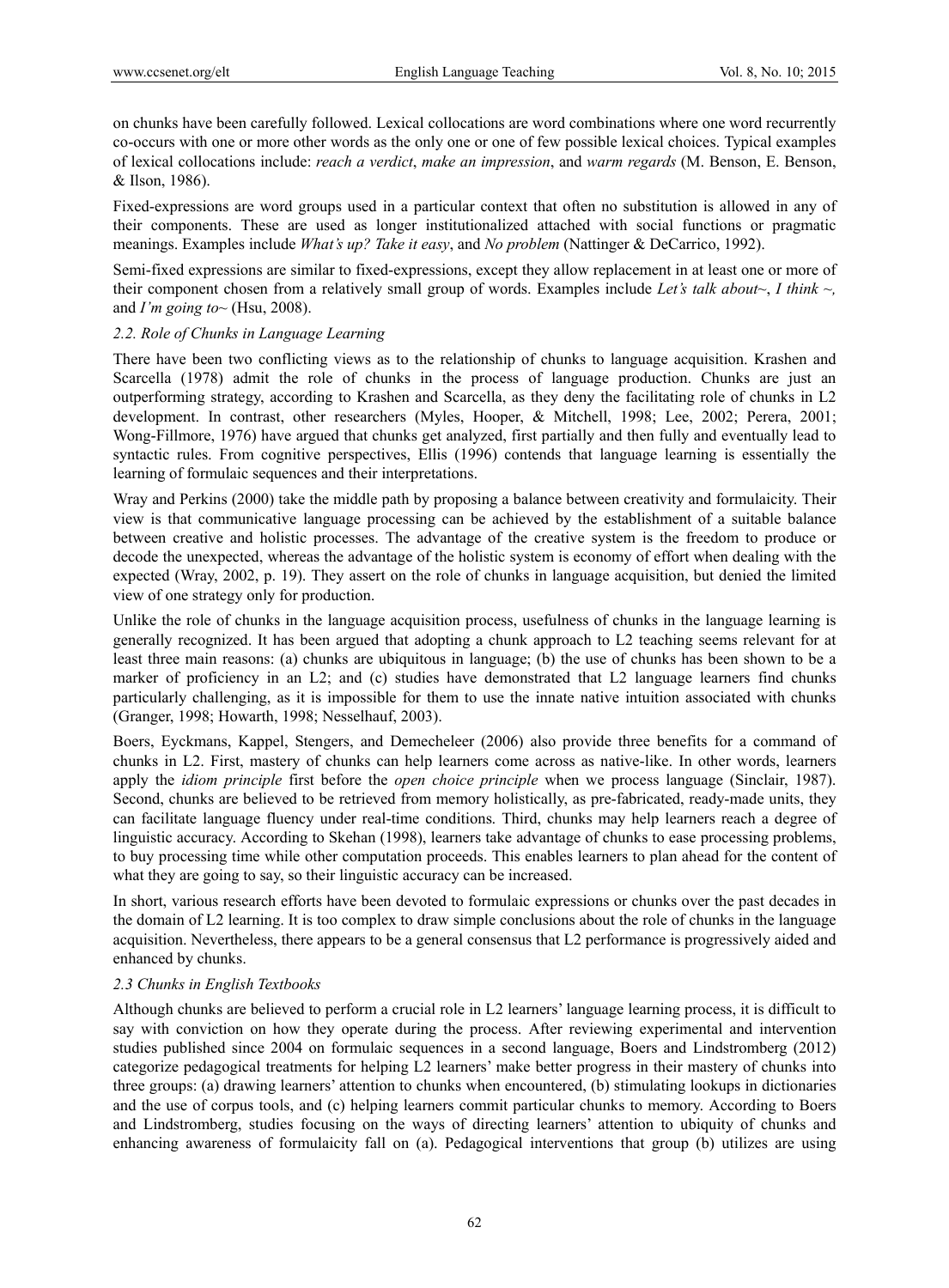on chunks have been carefully followed. Lexical collocations are word combinations where one word recurrently co-occurs with one or more other words as the only one or one of few possible lexical choices. Typical examples of lexical collocations include: *reach a verdict*, *make an impression*, and *warm regards* (M. Benson, E. Benson, & Ilson, 1986).

Fixed-expressions are word groups used in a particular context that often no substitution is allowed in any of their components. These are used as longer institutionalized attached with social functions or pragmatic meanings. Examples include *What's up? Take it easy*, and *No problem* (Nattinger & DeCarrico, 1992).

Semi-fixed expressions are similar to fixed-expressions, except they allow replacement in at least one or more of their component chosen from a relatively small group of words. Examples include *Let's talk about~*, *I think ~,* and *I'm going to~* (Hsu, 2008).

### 2.2. Role of Chunks in Language Learning

There have been two conflicting views as to the relationship of chunks to language acquisition. Krashen and Scarcella (1978) admit the role of chunks in the process of language production. Chunks are just an outperforming strategy, according to Krashen and Scarcella, as they deny the facilitating role of chunks in L2 development. In contrast, other researchers (Myles, Hooper, & Mitchell, 1998; Lee, 2002; Perera, 2001; Wong-Fillmore, 1976) have argued that chunks get analyzed, first partially and then fully and eventually lead to syntactic rules. From cognitive perspectives, Ellis (1996) contends that language learning is essentially the learning of formulaic sequences and their interpretations.

Wray and Perkins (2000) take the middle path by proposing a balance between creativity and formulaicity. Their view is that communicative language processing can be achieved by the establishment of a suitable balance between creative and holistic processes. The advantage of the creative system is the freedom to produce or decode the unexpected, whereas the advantage of the holistic system is economy of effort when dealing with the expected (Wray, 2002, p. 19). They assert on the role of chunks in language acquisition, but denied the limited view of one strategy only for production.

Unlike the role of chunks in the language acquisition process, usefulness of chunks in the language learning is generally recognized. It has been argued that adopting a chunk approach to L2 teaching seems relevant for at least three main reasons: (a) chunks are ubiquitous in language; (b) the use of chunks has been shown to be a marker of proficiency in an L2; and (c) studies have demonstrated that L2 language learners find chunks particularly challenging, as it is impossible for them to use the innate native intuition associated with chunks (Granger, 1998; Howarth, 1998; Nesselhauf, 2003).

Boers, Eyckmans, Kappel, Stengers, and Demecheleer (2006) also provide three benefits for a command of chunks in L2. First, mastery of chunks can help learners come across as native-like. In other words, learners apply the *idiom principle* first before the *open choice principle* when we process language (Sinclair, 1987). Second, chunks are believed to be retrieved from memory holistically, as pre-fabricated, ready-made units, they can facilitate language fluency under real-time conditions. Third, chunks may help learners reach a degree of linguistic accuracy. According to Skehan (1998), learners take advantage of chunks to ease processing problems, to buy processing time while other computation proceeds. This enables learners to plan ahead for the content of what they are going to say, so their linguistic accuracy can be increased.

In short, various research efforts have been devoted to formulaic expressions or chunks over the past decades in the domain of L2 learning. It is too complex to draw simple conclusions about the role of chunks in the language acquisition. Nevertheless, there appears to be a general consensus that L2 performance is progressively aided and enhanced by chunks.

### 2.3 Chunks in English Textbooks

Although chunks are believed to perform a crucial role in L2 learners' language learning process, it is difficult to say with conviction on how they operate during the process. After reviewing experimental and intervention studies published since 2004 on formulaic sequences in a second language, Boers and Lindstromberg (2012) categorize pedagogical treatments for helping L2 learners' make better progress in their mastery of chunks into three groups: (a) drawing learners' attention to chunks when encountered, (b) stimulating lookups in dictionaries and the use of corpus tools, and (c) helping learners commit particular chunks to memory. According to Boers and Lindstromberg, studies focusing on the ways of directing learners' attention to ubiquity of chunks and enhancing awareness of formulaicity fall on (a). Pedagogical interventions that group (b) utilizes are using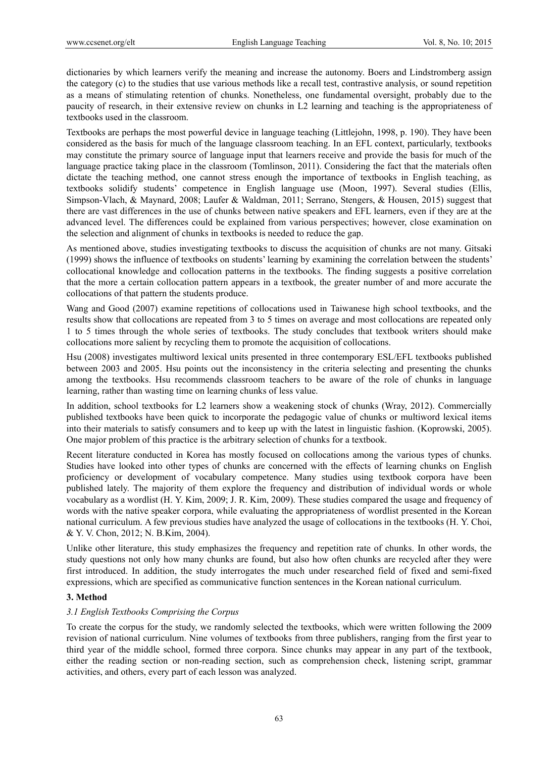dictionaries by which learners verify the meaning and increase the autonomy. Boers and Lindstromberg assign the category (c) to the studies that use various methods like a recall test, contrastive analysis, or sound repetition as a means of stimulating retention of chunks. Nonetheless, one fundamental oversight, probably due to the paucity of research, in their extensive review on chunks in L2 learning and teaching is the appropriateness of textbooks used in the classroom.

Textbooks are perhaps the most powerful device in language teaching (Littlejohn, 1998, p. 190). They have been considered as the basis for much of the language classroom teaching. In an EFL context, particularly, textbooks may constitute the primary source of language input that learners receive and provide the basis for much of the language practice taking place in the classroom (Tomlinson, 2011). Considering the fact that the materials often dictate the teaching method, one cannot stress enough the importance of textbooks in English teaching, as textbooks solidify students' competence in English language use (Moon, 1997). Several studies (Ellis, Simpson-Vlach, & Maynard, 2008; Laufer & Waldman, 2011; Serrano, Stengers, & Housen, 2015) suggest that there are vast differences in the use of chunks between native speakers and EFL learners, even if they are at the advanced level. The differences could be explained from various perspectives; however, close examination on the selection and alignment of chunks in textbooks is needed to reduce the gap.

As mentioned above, studies investigating textbooks to discuss the acquisition of chunks are not many. Gitsaki (1999) shows the influence of textbooks on students' learning by examining the correlation between the students' collocational knowledge and collocation patterns in the textbooks. The finding suggests a positive correlation that the more a certain collocation pattern appears in a textbook, the greater number of and more accurate the collocations of that pattern the students produce.

Wang and Good (2007) examine repetitions of collocations used in Taiwanese high school textbooks, and the results show that collocations are repeated from 3 to 5 times on average and most collocations are repeated only 1 to 5 times through the whole series of textbooks. The study concludes that textbook writers should make collocations more salient by recycling them to promote the acquisition of collocations.

Hsu (2008) investigates multiword lexical units presented in three contemporary ESL/EFL textbooks published between 2003 and 2005. Hsu points out the inconsistency in the criteria selecting and presenting the chunks among the textbooks. Hsu recommends classroom teachers to be aware of the role of chunks in language learning, rather than wasting time on learning chunks of less value.

In addition, school textbooks for L2 learners show a weakening stock of chunks (Wray, 2012). Commercially published textbooks have been quick to incorporate the pedagogic value of chunks or multiword lexical items into their materials to satisfy consumers and to keep up with the latest in linguistic fashion. (Koprowski, 2005). One major problem of this practice is the arbitrary selection of chunks for a textbook.

Recent literature conducted in Korea has mostly focused on collocations among the various types of chunks. Studies have looked into other types of chunks are concerned with the effects of learning chunks on English proficiency or development of vocabulary competence. Many studies using textbook corpora have been published lately. The majority of them explore the frequency and distribution of individual words or whole vocabulary as a wordlist (H. Y. Kim, 2009; J. R. Kim, 2009). These studies compared the usage and frequency of words with the native speaker corpora, while evaluating the appropriateness of wordlist presented in the Korean national curriculum. A few previous studies have analyzed the usage of collocations in the textbooks (H. Y. Choi, & Y. V. Chon, 2012; N. B.Kim, 2004).

Unlike other literature, this study emphasizes the frequency and repetition rate of chunks. In other words, the study questions not only how many chunks are found, but also how often chunks are recycled after they were first introduced. In addition, the study interrogates the much under researched field of fixed and semi-fixed expressions, which are specified as communicative function sentences in the Korean national curriculum.

## 3. Method

### *3.1 English Textbooks Comprising the Corpus*

To create the corpus for the study, we randomly selected the textbooks, which were written following the 2009 revision of national curriculum. Nine volumes of textbooks from three publishers, ranging from the first year to third year of the middle school, formed three corpora. Since chunks may appear in any part of the textbook, either the reading section or non-reading section, such as comprehension check, listening script, grammar activities, and others, every part of each lesson was analyzed.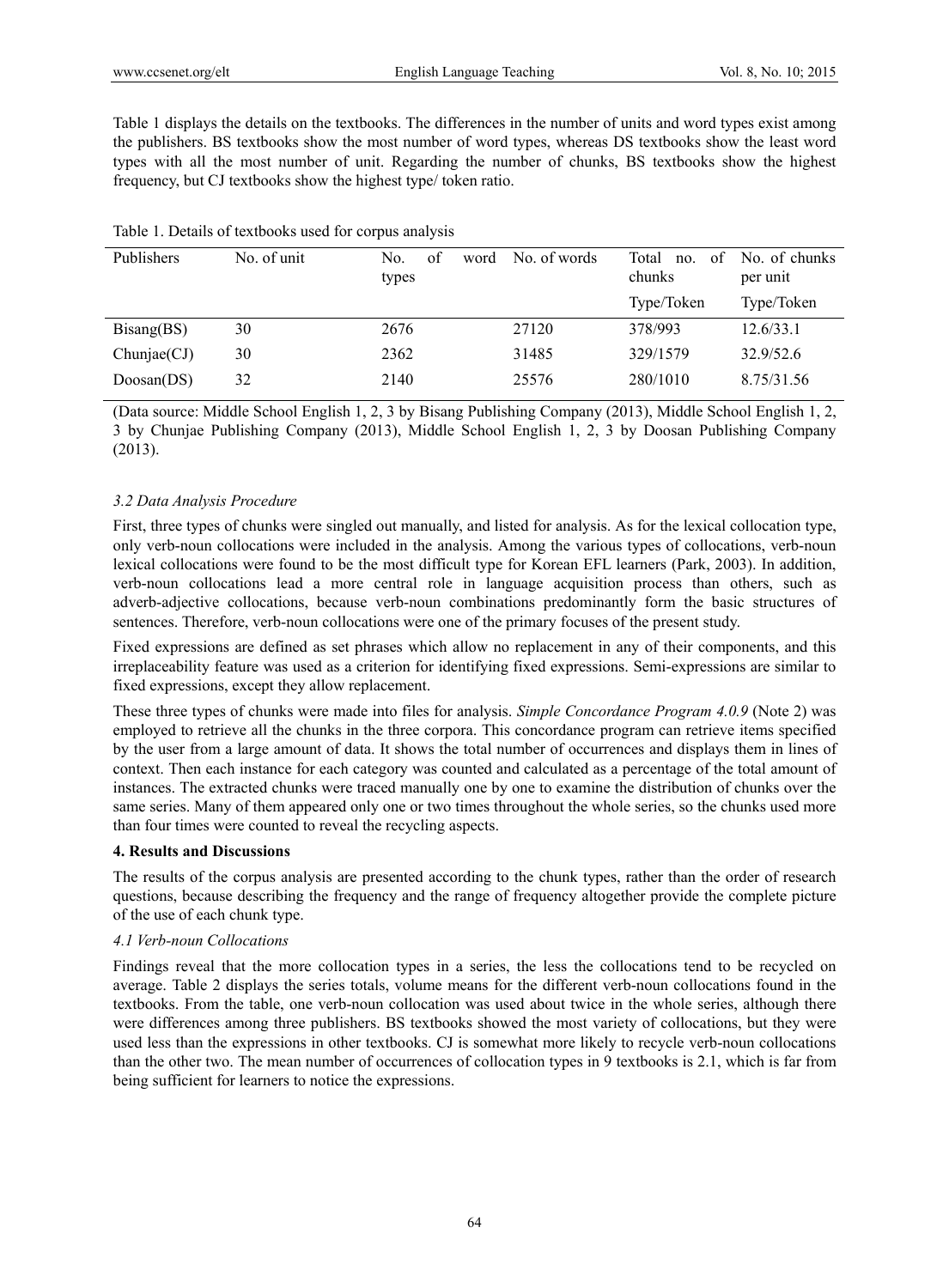Table 1 displays the details on the textbooks. The differences in the number of units and word types exist among the publishers. BS textbooks show the most number of word types, whereas DS textbooks show the least word types with all the most number of unit. Regarding the number of chunks, BS textbooks show the highest frequency, but CJ textbooks show the highest type/ token ratio.

Table 1. Details of textbooks used for corpus analysis

| Publishers | No. of unit | No. of word types | No. of words | Total no. of chunks | No. of chunks per unit |
|---|---|---|---|---|---|
| | | | | Type/Token | Type/Token |
| Bisang(BS) | 30 | 2676 | 27120 | 378/993 | 12.6/33.1 |
| Chunjae(CJ) | 30 | 2362 | 31485 | 329/1579 | 32.9/52.6 |
| Doosan(DS) | 32 | 2140 | 25576 | 280/1010 | 8.75/31.56 |

(Data source: Middle School English 1, 2, 3 by Bisang Publishing Company (2013), Middle School English 1, 2, 3 by Chunjae Publishing Company (2013), Middle School English 1, 2, 3 by Doosan Publishing Company (2013).

### *3.2 Data Analysis Procedure*

First, three types of chunks were singled out manually, and listed for analysis. As for the lexical collocation type, only verb-noun collocations were included in the analysis. Among the various types of collocations, verb-noun lexical collocations were found to be the most difficult type for Korean EFL learners (Park, 2003). In addition, verb-noun collocations lead a more central role in language acquisition process than others, such as adverb-adjective collocations, because verb-noun combinations predominantly form the basic structures of sentences. Therefore, verb-noun collocations were one of the primary focuses of the present study.

Fixed expressions are defined as set phrases which allow no replacement in any of their components, and this irreplaceability feature was used as a criterion for identifying fixed expressions. Semi-expressions are similar to fixed expressions, except they allow replacement.

These three types of chunks were made into files for analysis. *Simple Concordance Program 4.0.9* (Note 2) was employed to retrieve all the chunks in the three corpora. This concordance program can retrieve items specified by the user from a large amount of data. It shows the total number of occurrences and displays them in lines of context. Then each instance for each category was counted and calculated as a percentage of the total amount of instances. The extracted chunks were traced manually one by one to examine the distribution of chunks over the same series. Many of them appeared only one or two times throughout the whole series, so the chunks used more than four times were counted to reveal the recycling aspects.

## **4. Results and Discussions**

The results of the corpus analysis are presented according to the chunk types, rather than the order of research questions, because describing the frequency and the range of frequency altogether provide the complete picture of the use of each chunk type.

### *4.1 Verb-noun Collocations*

Findings reveal that the more collocation types in a series, the less the collocations tend to be recycled on average. Table 2 displays the series totals, volume means for the different verb-noun collocations found in the textbooks. From the table, one verb-noun collocation was used about twice in the whole series, although there were differences among three publishers. BS textbooks showed the most variety of collocations, but they were used less than the expressions in other textbooks. CJ is somewhat more likely to recycle verb-noun collocations than the other two. The mean number of occurrences of collocation types in 9 textbooks is 2.1, which is far from being sufficient for learners to notice the expressions.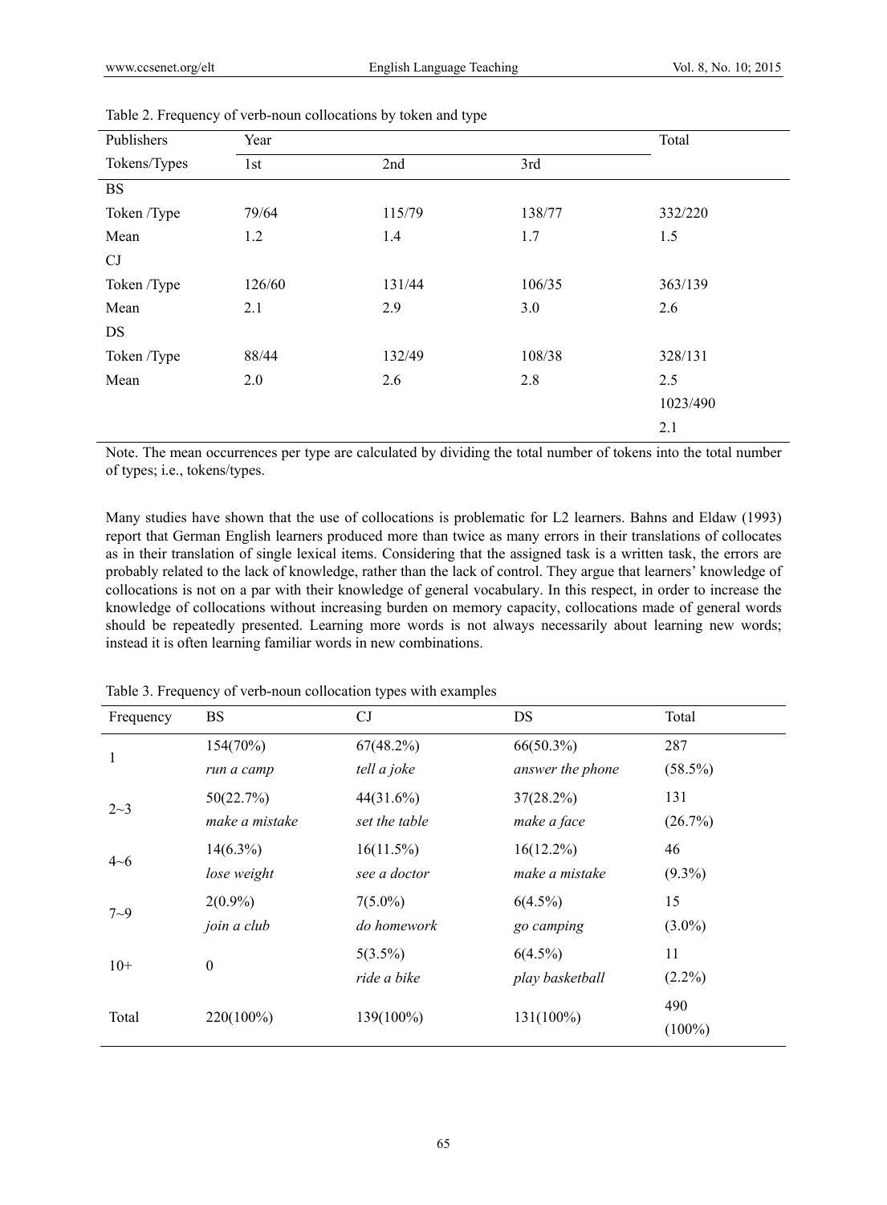Table 2. Frequency of verb-noun collocations by token and type

| Publishers | Year | | | Total |
|---|---|---|---|---|
| Tokens/Types | 1st | 2nd | 3rd | |
| BS | | | | |
| Token /Type | 79/64 | 115/79 | 138/77 | 332/220 |
| Mean | 1.2 | 1.4 | 1.7 | 1.5 |
| CJ | | | | |
| Token /Type | 126/60 | 131/44 | 106/35 | 363/139 |
| Mean | 2.1 | 2.9 | 3.0 | 2.6 |
| DS | | | | |
| Token /Type | 88/44 | 132/49 | 108/38 | 328/131 |
| Mean | 2.0 | 2.6 | 2.8 | 2.5 |
| | | | | 1023/490 |
| | | | | 2.1 |

Note. The mean occurrences per type are calculated by dividing the total number of tokens into the total number of types; i.e., tokens/types.

Many studies have shown that the use of collocations is problematic for L2 learners. Bahns and Eldaw (1993) report that German English learners produced more than twice as many errors in their translations of collocates as in their translation of single lexical items. Considering that the assigned task is a written task, the errors are probably related to the lack of knowledge, rather than the lack of control. They argue that learners' knowledge of collocations is not on a par with their knowledge of general vocabulary. In this respect, in order to increase the knowledge of collocations without increasing burden on memory capacity, collocations made of general words should be repeatedly presented. Learning more words is not always necessarily about learning new words; instead it is often learning familiar words in new combinations.

Table 3. Frequency of verb-noun collocation types with examples

| Frequency | BS | CJ | DS | Total |
|---|---|---|---|---|
| 1 | 154(70%) *run a camp* | 67(48.2%) *tell a joke* | 66(50.3%) *answer the phone* | 287 (58.5%) |
| 2~3 | 50(22.7%) *make a mistake* | 44(31.6%) *set the table* | 37(28.2%) *make a face* | 131 (26.7%) |
| 4~6 | 14(6.3%) *lose weight* | 16(11.5%) *see a doctor* | 16(12.2%) *make a mistake* | 46 (9.3%) |
| 7~9 | 2(0.9%) *join a club* | 7(5.0%) *do homework* | 6(4.5%) *go camping* | 15 (3.0%) |
| 10+ | 0 | 5(3.5%) *ride a bike* | 6(4.5%) *play basketball* | 11 (2.2%) |
| Total | 220(100%) | 139(100%) | 131(100%) | 490 (100%) |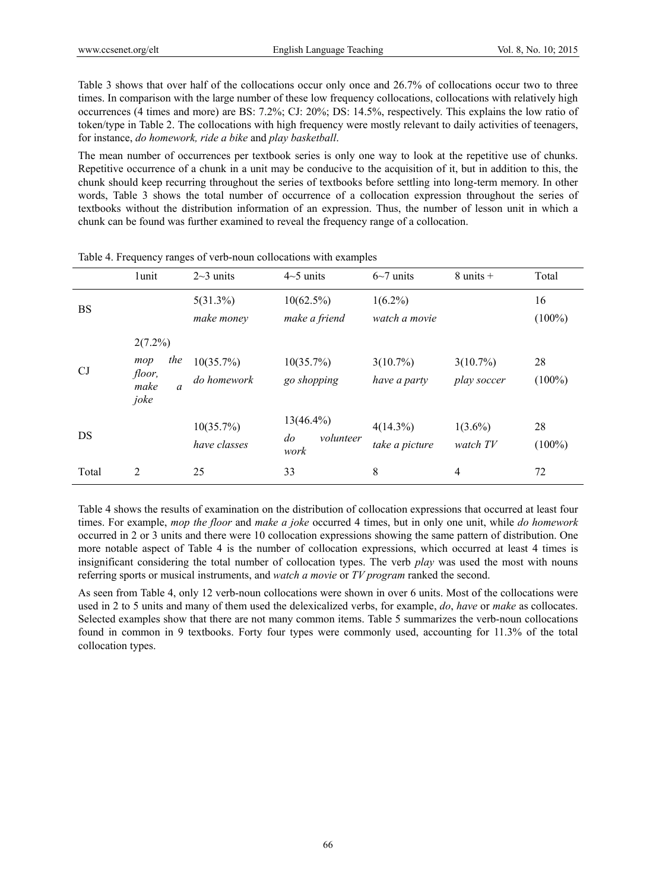Table 3 shows that over half of the collocations occur only once and 26.7% of collocations occur two to three times. In comparison with the large number of these low frequency collocations, collocations with relatively high occurrences (4 times and more) are BS: 7.2%; CJ: 20%; DS: 14.5%, respectively. This explains the low ratio of token/type in Table 2. The collocations with high frequency were mostly relevant to daily activities of teenagers, for instance, *do homework, ride a bike* and *play basketball*.

The mean number of occurrences per textbook series is only one way to look at the repetitive use of chunks. Repetitive occurrence of a chunk in a unit may be conducive to the acquisition of it, but in addition to this, the chunk should keep recurring throughout the series of textbooks before settling into long-term memory. In other words, Table 3 shows the total number of occurrence of a collocation expression throughout the series of textbooks without the distribution information of an expression. Thus, the number of lesson unit in which a chunk can be found was further examined to reveal the frequency range of a collocation.

Table 4. Frequency ranges of verb-noun collocations with examples

| | 1unit | 2~3 units | 4~5 units | 6~7 units | 8 units + | Total |
|---|---|---|---|---|---|---|
| BS | | 5(31.3%) *make money* | 10(62.5%) *make a friend* | 1(6.2%) *watch a movie* | | 16 (100%) |
| CJ | 2(7.2%) *mop the floor, make a joke* | 10(35.7%) *do homework* | 10(35.7%) *go shopping* | 3(10.7%) *have a party* | 3(10.7%) *play soccer* | 28 (100%) |
| DS | | 10(35.7%) *have classes* | 13(46.4%) *do volunteer work* | 4(14.3%) *take a picture* | 1(3.6%) *watch TV* | 28 (100%) |
| Total | 2 | 25 | 33 | 8 | 4 | 72 |

Table 4 shows the results of examination on the distribution of collocation expressions that occurred at least four times. For example, *mop the floor* and *make a joke* occurred 4 times, but in only one unit, while *do homework* occurred in 2 or 3 units and there were 10 collocation expressions showing the same pattern of distribution. One more notable aspect of Table 4 is the number of collocation expressions, which occurred at least 4 times is insignificant considering the total number of collocation types. The verb *play* was used the most with nouns referring sports or musical instruments, and *watch a movie* or *TV program* ranked the second.

As seen from Table 4, only 12 verb-noun collocations were shown in over 6 units. Most of the collocations were used in 2 to 5 units and many of them used the delexicalized verbs, for example, *do*, *have* or *make* as collocates. Selected examples show that there are not many common items. Table 5 summarizes the verb-noun collocations found in common in 9 textbooks. Forty four types were commonly used, accounting for 11.3% of the total collocation types.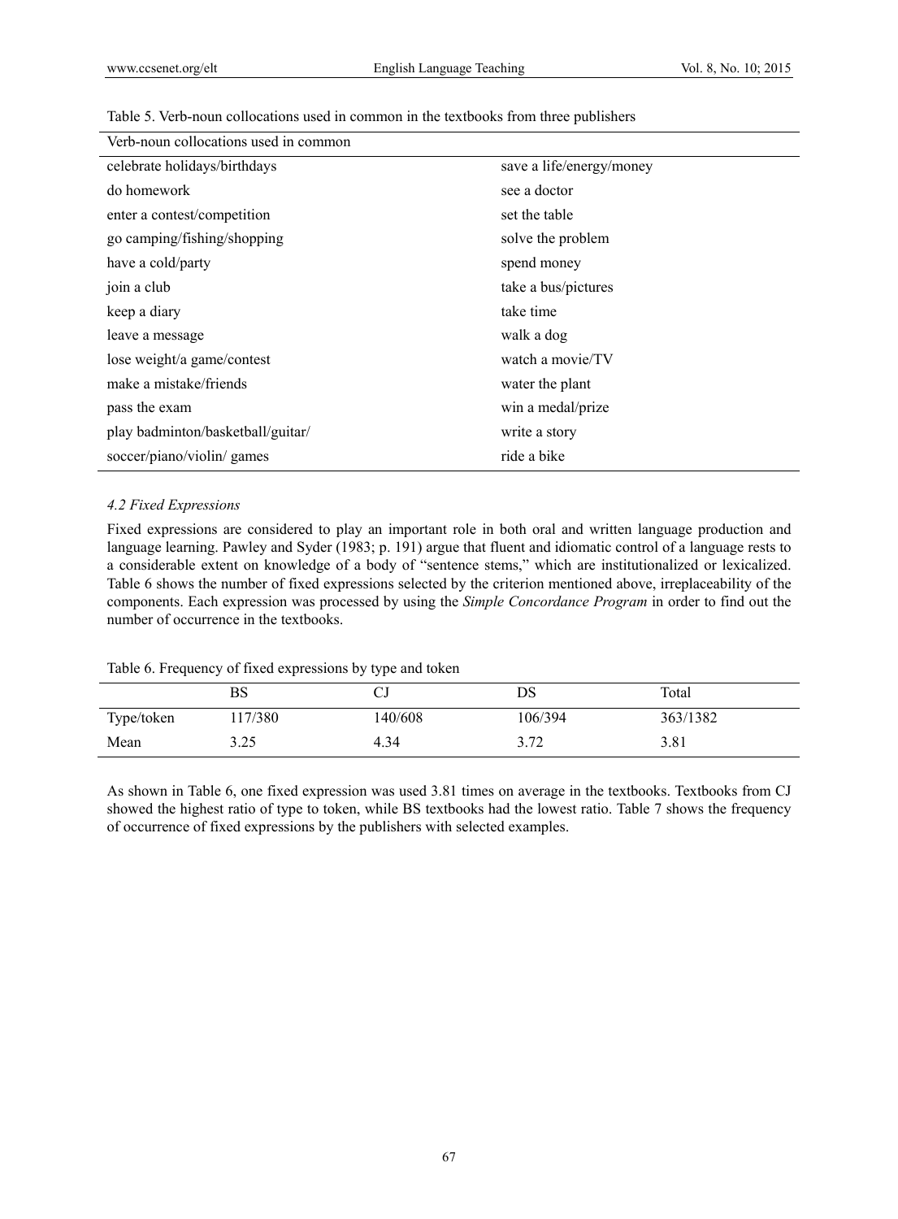Table 5. Verb-noun collocations used in common in the textbooks from three publishers

| Verb-noun collocations used in common | |
|---|---|
| celebrate holidays/birthdays | save a life/energy/money |
| do homework | see a doctor |
| enter a contest/competition | set the table |
| go camping/fishing/shopping | solve the problem |
| have a cold/party | spend money |
| join a club | take a bus/pictures |
| keep a diary | take time |
| leave a message | walk a dog |
| lose weight/a game/contest | watch a movie/TV |
| make a mistake/friends | water the plant |
| pass the exam | win a medal/prize |
| play badminton/basketball/guitar/ | write a story |
| soccer/piano/violin/ games | ride a bike |

### *4.2 Fixed Expressions*

Fixed expressions are considered to play an important role in both oral and written language production and language learning. Pawley and Syder (1983; p. 191) argue that fluent and idiomatic control of a language rests to a considerable extent on knowledge of a body of "sentence stems," which are institutionalized or lexicalized. Table 6 shows the number of fixed expressions selected by the criterion mentioned above, irreplaceability of the components. Each expression was processed by using the *Simple Concordance Program* in order to find out the number of occurrence in the textbooks.

Table 6. Frequency of fixed expressions by type and token

| | BS | CJ | DS | Total |
|---|---|---|---|---|
| Type/token | 117/380 | 140/608 | 106/394 | 363/1382 |
| Mean | 3.25 | 4.34 | 3.72 | 3.81 |

As shown in Table 6, one fixed expression was used 3.81 times on average in the textbooks. Textbooks from CJ showed the highest ratio of type to token, while BS textbooks had the lowest ratio. Table 7 shows the frequency of occurrence of fixed expressions by the publishers with selected examples.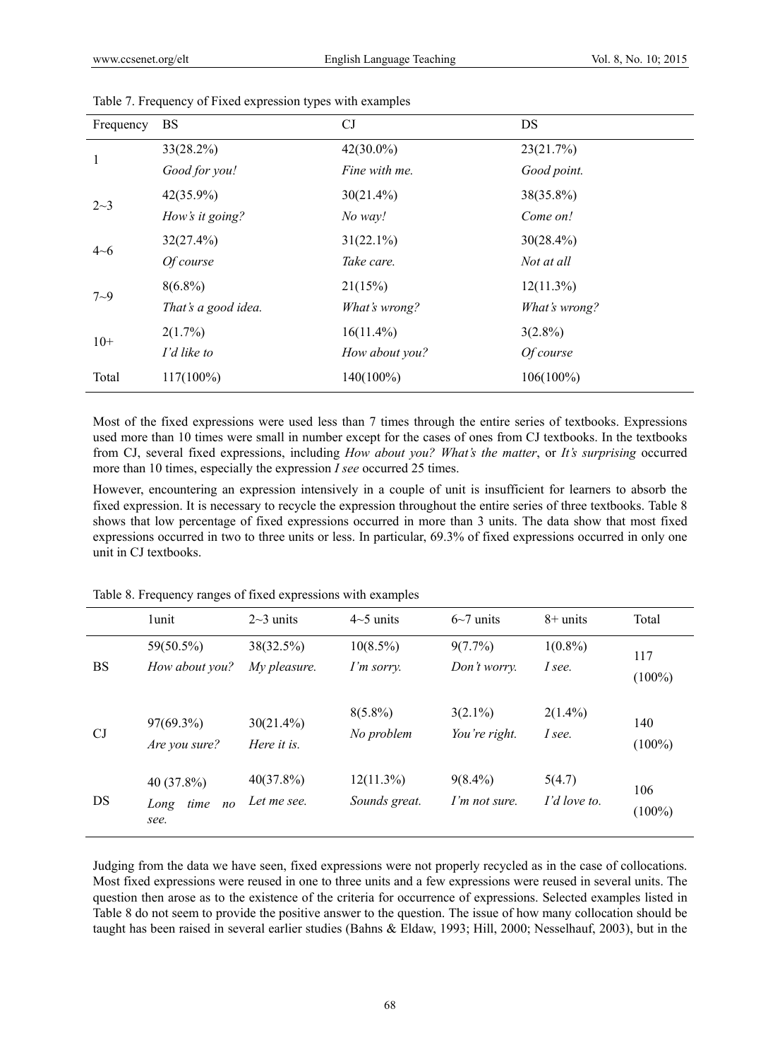Table 7. Frequency of Fixed expression types with examples

| Frequency | BS | CJ | DS |
|---|---|---|---|
| 1 | 33(28.2%)<br>*Good for you!* | 42(30.0%)<br>*Fine with me.* | 23(21.7%)<br>*Good point.* |
| 2~3 | 42(35.9%)<br>*How's it going?* | 30(21.4%)<br>*No way!* | 38(35.8%)<br>*Come on!* |
| 4~6 | 32(27.4%)<br>*Of course* | 31(22.1%)<br>*Take care.* | 30(28.4%)<br>*Not at all* |
| 7~9 | 8(6.8%)<br>*That's a good idea.* | 21(15%)<br>*What's wrong?* | 12(11.3%)<br>*What's wrong?* |
| 10+ | 2(1.7%)<br>*I'd like to* | 16(11.4%)<br>*How about you?* | 3(2.8%)<br>*Of course* |
| Total | 117(100%) | 140(100%) | 106(100%) |

Most of the fixed expressions were used less than 7 times through the entire series of textbooks. Expressions used more than 10 times were small in number except for the cases of ones from CJ textbooks. In the textbooks from CJ, several fixed expressions, including *How about you? What's the matter*, or *It's surprising* occurred more than 10 times, especially the expression *I see* occurred 25 times.

However, encountering an expression intensively in a couple of unit is insufficient for learners to absorb the fixed expression. It is necessary to recycle the expression throughout the entire series of three textbooks. Table 8 shows that low percentage of fixed expressions occurred in more than 3 units. The data show that most fixed expressions occurred in two to three units or less. In particular, 69.3% of fixed expressions occurred in only one unit in CJ textbooks.

Table 8. Frequency ranges of fixed expressions with examples

| | 1unit | 2~3 units | 4~5 units | 6~7 units | 8+ units | Total |
|---|---|---|---|---|---|---|
| BS | 59(50.5%)<br>*How about you?* | 38(32.5%)<br>*My pleasure.* | 10(8.5%)<br>*I'm sorry.* | 9(7.7%)<br>*Don't worry.* | 1(0.8%)<br>*I see.* | 117<br>(100%) |
| CJ | 97(69.3%)<br>*Are you sure?* | 30(21.4%)<br>*Here it is.* | 8(5.8%)<br>*No problem* | 3(2.1%)<br>*You're right.* | 2(1.4%)<br>*I see.* | 140<br>(100%) |
| DS | 40 (37.8%)<br>*Long time no see.* | 40(37.8%)<br>*Let me see.* | 12(11.3%)<br>*Sounds great.* | 9(8.4%)<br>*I'm not sure.* | 5(4.7)<br>*I'd love to.* | 106<br>(100%) |

Judging from the data we have seen, fixed expressions were not properly recycled as in the case of collocations. Most fixed expressions were reused in one to three units and a few expressions were reused in several units. The question then arose as to the existence of the criteria for occurrence of expressions. Selected examples listed in Table 8 do not seem to provide the positive answer to the question. The issue of how many collocation should be taught has been raised in several earlier studies (Bahns & Eldaw, 1993; Hill, 2000; Nesselhauf, 2003), but in the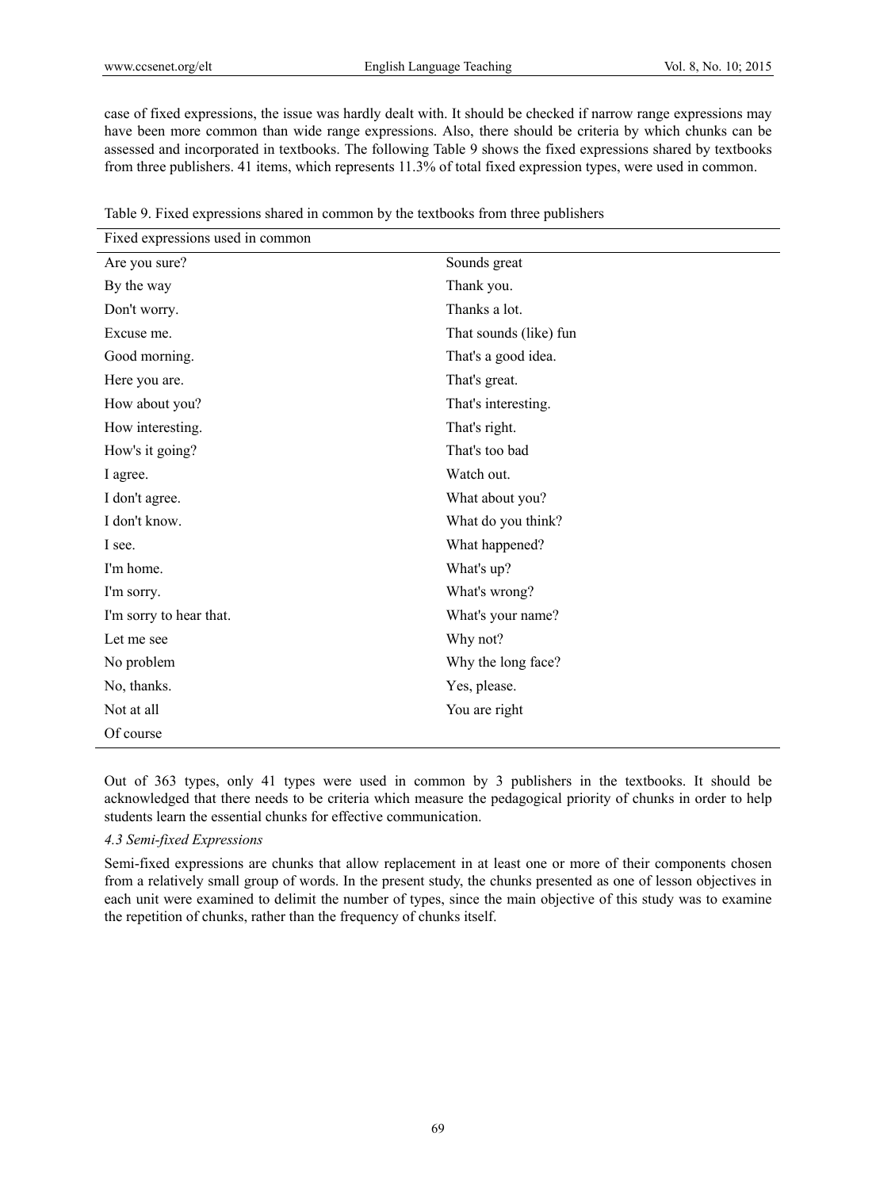case of fixed expressions, the issue was hardly dealt with. It should be checked if narrow range expressions may have been more common than wide range expressions. Also, there should be criteria by which chunks can be assessed and incorporated in textbooks. The following Table 9 shows the fixed expressions shared by textbooks from three publishers. 41 items, which represents 11.3% of total fixed expression types, were used in common.

Table 9. Fixed expressions shared in common by the textbooks from three publishers

| Fixed expressions used in common | |
|---|---|
| Are you sure? | Sounds great |
| By the way | Thank you. |
| Don't worry. | Thanks a lot. |
| Excuse me. | That sounds (like) fun |
| Good morning. | That's a good idea. |
| Here you are. | That's great. |
| How about you? | That's interesting. |
| How interesting. | That's right. |
| How's it going? | That's too bad |
| I agree. | Watch out. |
| I don't agree. | What about you? |
| I don't know. | What do you think? |
| I see. | What happened? |
| I'm home. | What's up? |
| I'm sorry. | What's wrong? |
| I'm sorry to hear that. | What's your name? |
| Let me see | Why not? |
| No problem | Why the long face? |
| No, thanks. | Yes, please. |
| Not at all | You are right |
| Of course | |

Out of 363 types, only 41 types were used in common by 3 publishers in the textbooks. It should be acknowledged that there needs to be criteria which measure the pedagogical priority of chunks in order to help students learn the essential chunks for effective communication.

### *4.3 Semi-fixed Expressions*

Semi-fixed expressions are chunks that allow replacement in at least one or more of their components chosen from a relatively small group of words. In the present study, the chunks presented as one of lesson objectives in each unit were examined to delimit the number of types, since the main objective of this study was to examine the repetition of chunks, rather than the frequency of chunks itself.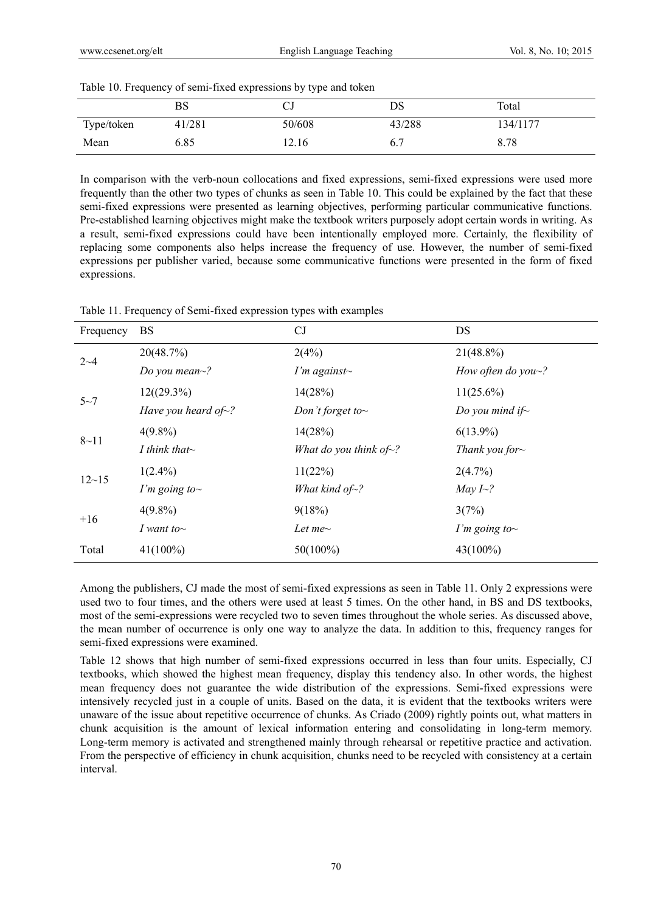Table 10. Frequency of semi-fixed expressions by type and token

| | BS | CJ | DS | Total |
|---|---|---|---|---|
| Type/token | 41/281 | 50/608 | 43/288 | 134/1177 |
| Mean | 6.85 | 12.16 | 6.7 | 8.78 |

In comparison with the verb-noun collocations and fixed expressions, semi-fixed expressions were used more frequently than the other two types of chunks as seen in Table 10. This could be explained by the fact that these semi-fixed expressions were presented as learning objectives, performing particular communicative functions. Pre-established learning objectives might make the textbook writers purposely adopt certain words in writing. As a result, semi-fixed expressions could have been intentionally employed more. Certainly, the flexibility of replacing some components also helps increase the frequency of use. However, the number of semi-fixed expressions per publisher varied, because some communicative functions were presented in the form of fixed expressions.

Table 11. Frequency of Semi-fixed expression types with examples

| Frequency | BS | CJ | DS |
|---|---|---|---|
| 2~4 | 20(48.7%)<br>*Do you mean~?* | 2(4%)<br>*I'm against~* | 21(48.8%)<br>*How often do you~?* |
| 5~7 | 12((29.3%)<br>*Have you heard of~?* | 14(28%)<br>*Don't forget to~* | 11(25.6%)<br>*Do you mind if~* |
| 8~11 | 4(9.8%)<br>*I think that~* | 14(28%)<br>*What do you think of~?* | 6(13.9%)<br>*Thank you for~* |
| 12~15 | 1(2.4%)<br>*I'm going to~* | 11(22%)<br>*What kind of~?* | 2(4.7%)<br>*May I~?* |
| +16 | 4(9.8%)<br>*I want to~* | 9(18%)<br>*Let me~* | 3(7%)<br>*I'm going to~* |
| Total | 41(100%) | 50(100%) | 43(100%) |

Among the publishers, CJ made the most of semi-fixed expressions as seen in Table 11. Only 2 expressions were used two to four times, and the others were used at least 5 times. On the other hand, in BS and DS textbooks, most of the semi-expressions were recycled two to seven times throughout the whole series. As discussed above, the mean number of occurrence is only one way to analyze the data. In addition to this, frequency ranges for semi-fixed expressions were examined.

Table 12 shows that high number of semi-fixed expressions occurred in less than four units. Especially, CJ textbooks, which showed the highest mean frequency, display this tendency also. In other words, the highest mean frequency does not guarantee the wide distribution of the expressions. Semi-fixed expressions were intensively recycled just in a couple of units. Based on the data, it is evident that the textbooks writers were unaware of the issue about repetitive occurrence of chunks. As Criado (2009) rightly points out, what matters in chunk acquisition is the amount of lexical information entering and consolidating in long-term memory. Long-term memory is activated and strengthened mainly through rehearsal or repetitive practice and activation. From the perspective of efficiency in chunk acquisition, chunks need to be recycled with consistency at a certain interval.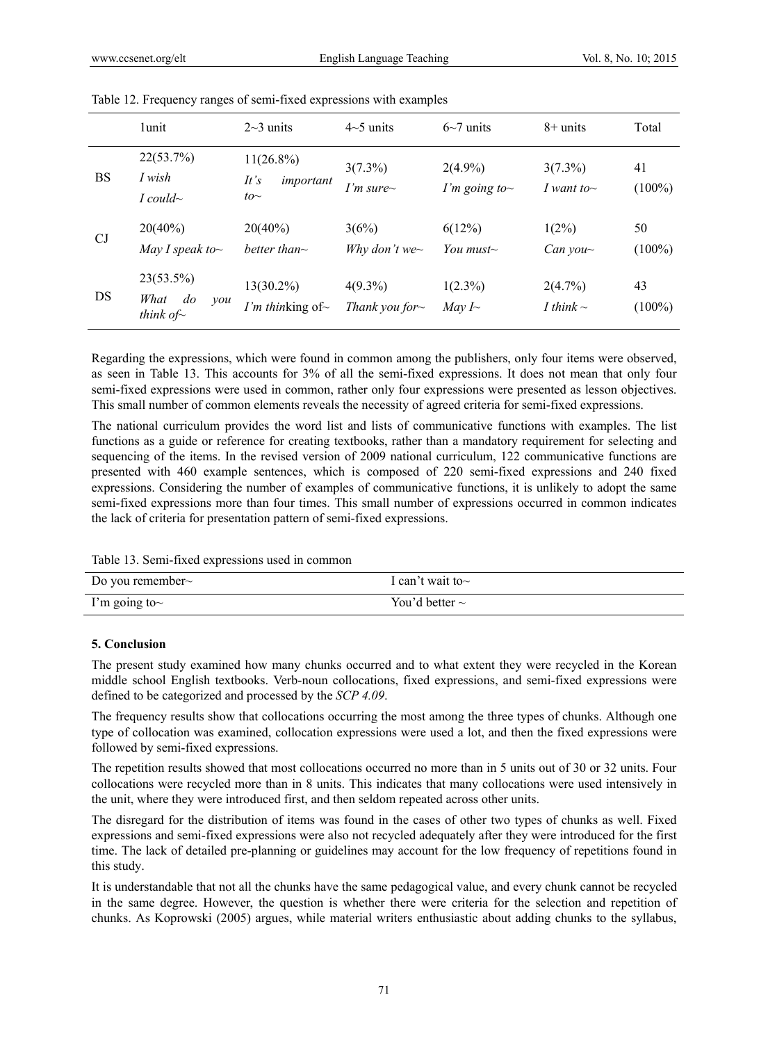Table 12. Frequency ranges of semi-fixed expressions with examples

| | 1unit | 2~3 units | 4~5 units | 6~7 units | 8+ units | Total |
|---|---|---|---|---|---|---|
| BS | 22(53.7%) *I wish I could~* | 11(26.8%) *It's important to~* | 3(7.3%) *I'm sure~* | 2(4.9%) *I'm going to~* | 3(7.3%) *I want to~* | 41 (100%) |
| CJ | 20(40%) *May I speak to~* | 20(40%) *better than~* | 3(6%) *Why don't we~* | 6(12%) *You must~* | 1(2%) *Can you~* | 50 (100%) |
| DS | 23(53.5%) *What do you think of~* | 13(30.2%) *I'm thinking of~* | 4(9.3%) *Thank you for~* | 1(2.3%) *May I~* | 2(4.7%) *I think ~* | 43 (100%) |

Regarding the expressions, which were found in common among the publishers, only four items were observed, as seen in Table 13. This accounts for 3% of all the semi-fixed expressions. It does not mean that only four semi-fixed expressions were used in common, rather only four expressions were presented as lesson objectives. This small number of common elements reveals the necessity of agreed criteria for semi-fixed expressions.

The national curriculum provides the word list and lists of communicative functions with examples. The list functions as a guide or reference for creating textbooks, rather than a mandatory requirement for selecting and sequencing of the items. In the revised version of 2009 national curriculum, 122 communicative functions are presented with 460 example sentences, which is composed of 220 semi-fixed expressions and 240 fixed expressions. Considering the number of examples of communicative functions, it is unlikely to adopt the same semi-fixed expressions more than four times. This small number of expressions occurred in common indicates the lack of criteria for presentation pattern of semi-fixed expressions.

Table 13. Semi-fixed expressions used in common

| | |
|---|---|
| Do you remember~ | I can't wait to~ |
| I'm going to~ | You'd better ~ |

## 5. Conclusion

The present study examined how many chunks occurred and to what extent they were recycled in the Korean middle school English textbooks. Verb-noun collocations, fixed expressions, and semi-fixed expressions were defined to be categorized and processed by the *SCP 4.09*.

The frequency results show that collocations occurring the most among the three types of chunks. Although one type of collocation was examined, collocation expressions were used a lot, and then the fixed expressions were followed by semi-fixed expressions.

The repetition results showed that most collocations occurred no more than in 5 units out of 30 or 32 units. Four collocations were recycled more than in 8 units. This indicates that many collocations were used intensively in the unit, where they were introduced first, and then seldom repeated across other units.

The disregard for the distribution of items was found in the cases of other two types of chunks as well. Fixed expressions and semi-fixed expressions were also not recycled adequately after they were introduced for the first time. The lack of detailed pre-planning or guidelines may account for the low frequency of repetitions found in this study.

It is understandable that not all the chunks have the same pedagogical value, and every chunk cannot be recycled in the same degree. However, the question is whether there were criteria for the selection and repetition of chunks. As Koprowski (2005) argues, while material writers enthusiastic about adding chunks to the syllabus,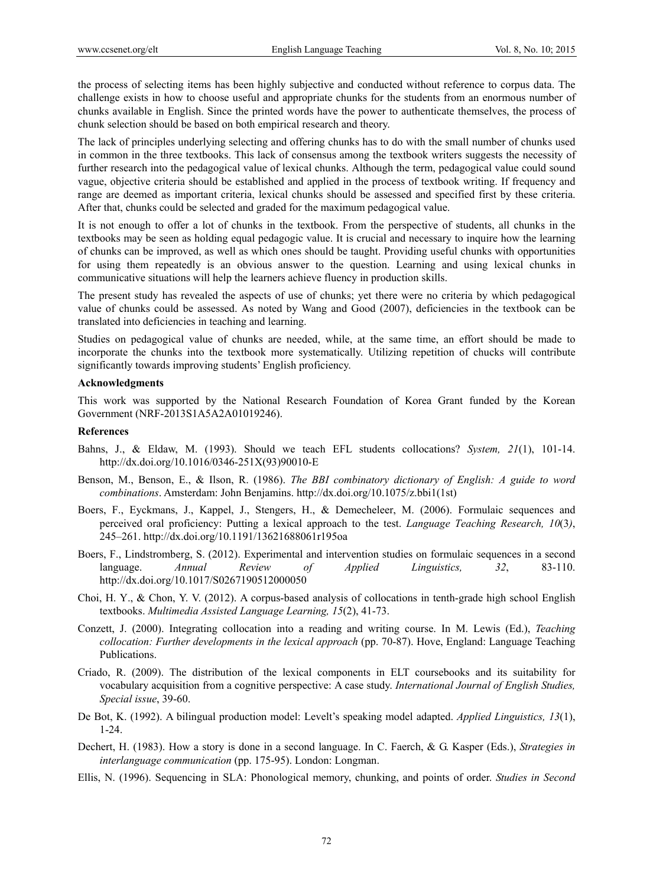the process of selecting items has been highly subjective and conducted without reference to corpus data. The challenge exists in how to choose useful and appropriate chunks for the students from an enormous number of chunks available in English. Since the printed words have the power to authenticate themselves, the process of chunk selection should be based on both empirical research and theory.

The lack of principles underlying selecting and offering chunks has to do with the small number of chunks used in common in the three textbooks. This lack of consensus among the textbook writers suggests the necessity of further research into the pedagogical value of lexical chunks. Although the term, pedagogical value could sound vague, objective criteria should be established and applied in the process of textbook writing. If frequency and range are deemed as important criteria, lexical chunks should be assessed and specified first by these criteria. After that, chunks could be selected and graded for the maximum pedagogical value.

It is not enough to offer a lot of chunks in the textbook. From the perspective of students, all chunks in the textbooks may be seen as holding equal pedagogic value. It is crucial and necessary to inquire how the learning of chunks can be improved, as well as which ones should be taught. Providing useful chunks with opportunities for using them repeatedly is an obvious answer to the question. Learning and using lexical chunks in communicative situations will help the learners achieve fluency in production skills.

The present study has revealed the aspects of use of chunks; yet there were no criteria by which pedagogical value of chunks could be assessed. As noted by Wang and Good (2007), deficiencies in the textbook can be translated into deficiencies in teaching and learning.

Studies on pedagogical value of chunks are needed, while, at the same time, an effort should be made to incorporate the chunks into the textbook more systematically. Utilizing repetition of chucks will contribute significantly towards improving students' English proficiency.

### Acknowledgments

This work was supported by the National Research Foundation of Korea Grant funded by the Korean Government (NRF-2013S1A5A2A01019246).

### References

Bahns, J., & Eldaw, M. (1993). Should we teach EFL students collocations? *System, 21*(1), 101-14. http://dx.doi.org/10.1016/0346-251X(93)90010-E

Benson, M., Benson, E., & Ilson, R. (1986). *The BBI combinatory dictionary of English: A guide to word combinations*. Amsterdam: John Benjamins. http://dx.doi.org/10.1075/z.bbi1(1st)

Boers, F., Eyckmans, J., Kappel, J., Stengers, H., & Demecheleer, M. (2006). Formulaic sequences and perceived oral proficiency: Putting a lexical approach to the test. *Language Teaching Research, 10*(3), 245–261. http://dx.doi.org/10.1191/1362168806lr195oa

Boers, F., Lindstromberg, S. (2012). Experimental and intervention studies on formulaic sequences in a second language. *Annual Review of Applied Linguistics, 32*, 83-110. http://dx.doi.org/10.1017/S0267190512000050

Choi, H. Y., & Chon, Y. V. (2012). A corpus-based analysis of collocations in tenth-grade high school English textbooks. *Multimedia Assisted Language Learning, 15*(2), 41-73.

Conzett, J. (2000). Integrating collocation into a reading and writing course. In M. Lewis (Ed.), *Teaching collocation: Further developments in the lexical approach* (pp. 70-87). Hove, England: Language Teaching Publications.

Criado, R. (2009). The distribution of the lexical components in ELT coursebooks and its suitability for vocabulary acquisition from a cognitive perspective: A case study. *International Journal of English Studies, Special issue*, 39-60.

De Bot, K. (1992). A bilingual production model: Levelt's speaking model adapted. *Applied Linguistics, 13*(1), 1-24.

Dechert, H. (1983). How a story is done in a second language. In C. Faerch, & G. Kasper (Eds.), *Strategies in interlanguage communication* (pp. 175-95). London: Longman.

Ellis, N. (1996). Sequencing in SLA: Phonological memory, chunking, and points of order. *Studies in Second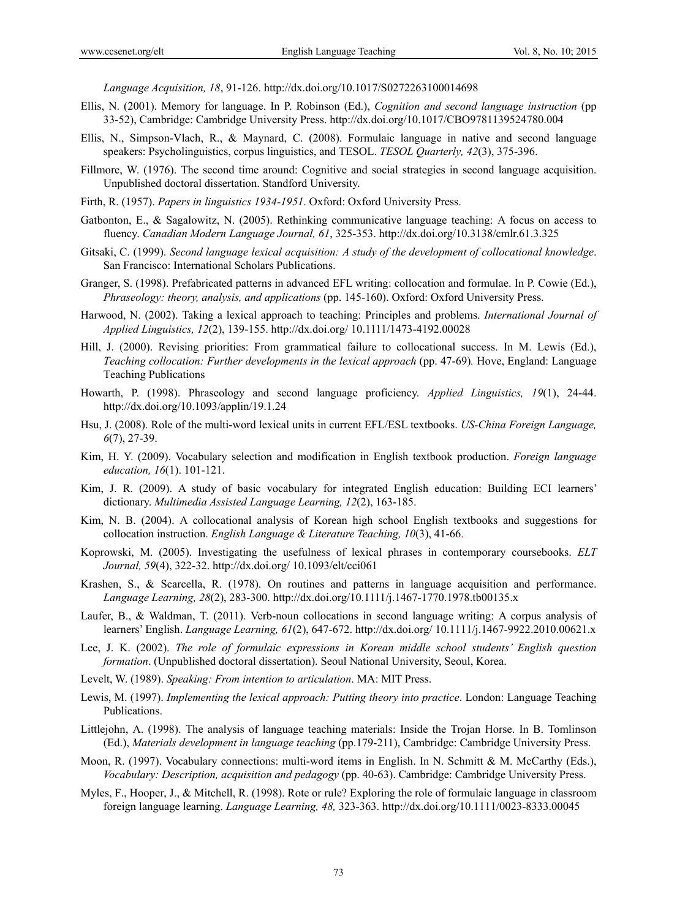*Language Acquisition, 18*, 91-126. http://dx.doi.org/10.1017/S0272263100014698

Ellis, N. (2001). Memory for language. In P. Robinson (Ed.), *Cognition and second language instruction* (pp 33-52), Cambridge: Cambridge University Press. http://dx.doi.org/10.1017/CBO9781139524780.004

Ellis, N., Simpson-Vlach, R., & Maynard, C. (2008). Formulaic language in native and second language speakers: Psycholinguistics, corpus linguistics, and TESOL. *TESOL Quarterly, 42*(3), 375-396.

Fillmore, W. (1976). The second time around: Cognitive and social strategies in second language acquisition. Unpublished doctoral dissertation. Standford University.

Firth, R. (1957). *Papers in linguistics 1934-1951*. Oxford: Oxford University Press.

Gatbonton, E., & Sagalowitz, N. (2005). Rethinking communicative language teaching: A focus on access to fluency. *Canadian Modern Language Journal, 61*, 325-353. http://dx.doi.org/10.3138/cmlr.61.3.325

Gitsaki, C. (1999). *Second language lexical acquisition: A study of the development of collocational knowledge*. San Francisco: International Scholars Publications.

Granger, S. (1998). Prefabricated patterns in advanced EFL writing: collocation and formulae. In P. Cowie (Ed.), *Phraseology: theory, analysis, and applications* (pp. 145-160). Oxford: Oxford University Press.

Harwood, N. (2002). Taking a lexical approach to teaching: Principles and problems. *International Journal of Applied Linguistics, 12*(2), 139-155. http://dx.doi.org/ 10.1111/1473-4192.00028

Hill, J. (2000). Revising priorities: From grammatical failure to collocational success. In M. Lewis (Ed.), *Teaching collocation: Further developments in the lexical approach* (pp. 47-69)*.* Hove, England: Language Teaching Publications

Howarth, P. (1998). Phraseology and second language proficiency. *Applied Linguistics, 19*(1), 24-44. http://dx.doi.org/10.1093/applin/19.1.24

Hsu, J. (2008). Role of the multi-word lexical units in current EFL/ESL textbooks. *US-China Foreign Language, 6*(7), 27-39.

Kim, H. Y. (2009). Vocabulary selection and modification in English textbook production. *Foreign language education, 16*(1). 101-121.

Kim, J. R. (2009). A study of basic vocabulary for integrated English education: Building ECI learners' dictionary. *Multimedia Assisted Language Learning, 12*(2), 163-185.

Kim, N. B. (2004). A collocational analysis of Korean high school English textbooks and suggestions for collocation instruction. *English Language & Literature Teaching, 10*(3), 41-66.

Koprowski, M. (2005). Investigating the usefulness of lexical phrases in contemporary coursebooks. *ELT Journal, 59*(4), 322-32. http://dx.doi.org/ 10.1093/elt/cci061

Krashen, S., & Scarcella, R. (1978). On routines and patterns in language acquisition and performance. *Language Learning, 28*(2), 283-300. http://dx.doi.org/10.1111/j.1467-1770.1978.tb00135.x

Laufer, B., & Waldman, T. (2011). Verb-noun collocations in second language writing: A corpus analysis of learners' English. *Language Learning, 61*(2), 647-672. http://dx.doi.org/ 10.1111/j.1467-9922.2010.00621.x

Lee, J. K. (2002). *The role of formulaic expressions in Korean middle school students' English question formation*. (Unpublished doctoral dissertation). Seoul National University, Seoul, Korea.

Levelt, W. (1989). *Speaking: From intention to articulation*. MA: MIT Press.

Lewis, M. (1997). *Implementing the lexical approach: Putting theory into practice*. London: Language Teaching Publications.

Littlejohn, A. (1998). The analysis of language teaching materials: Inside the Trojan Horse. In B. Tomlinson (Ed.), *Materials development in language teaching* (pp.179-211), Cambridge: Cambridge University Press.

Moon, R. (1997). Vocabulary connections: multi-word items in English. In N. Schmitt & M. McCarthy (Eds.), *Vocabulary: Description, acquisition and pedagogy* (pp. 40-63). Cambridge: Cambridge University Press.

Myles, F., Hooper, J., & Mitchell, R. (1998). Rote or rule? Exploring the role of formulaic language in classroom foreign language learning. *Language Learning, 48,* 323-363. http://dx.doi.org/10.1111/0023-8333.00045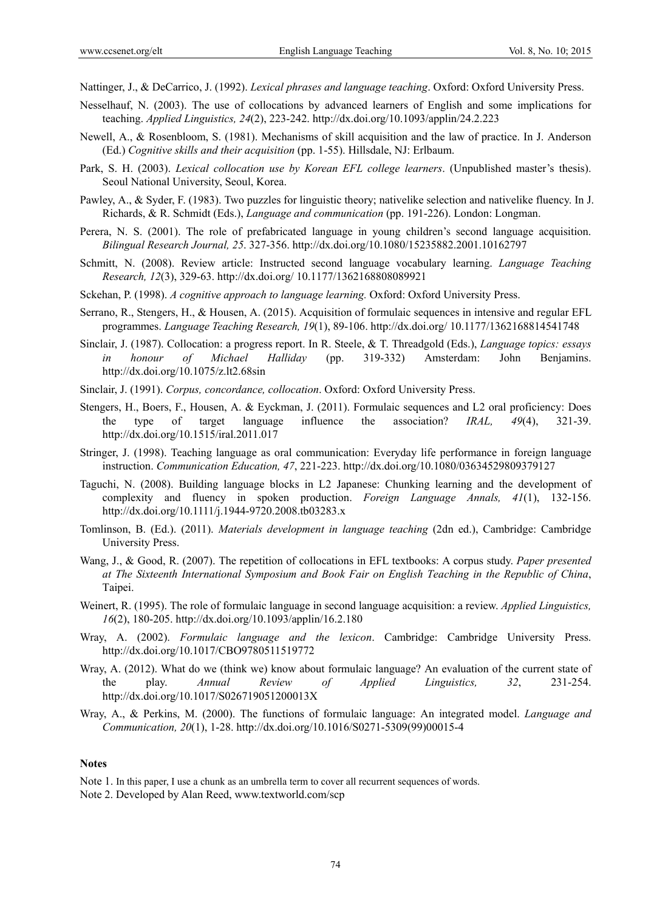Nattinger, J., & DeCarrico, J. (1992). *Lexical phrases and language teaching*. Oxford: Oxford University Press.

Nesselhauf, N. (2003). The use of collocations by advanced learners of English and some implications for teaching. *Applied Linguistics, 24*(2), 223-242. http://dx.doi.org/10.1093/applin/24.2.223

Newell, A., & Rosenbloom, S. (1981). Mechanisms of skill acquisition and the law of practice. In J. Anderson (Ed.) *Cognitive skills and their acquisition* (pp. 1-55). Hillsdale, NJ: Erlbaum.

Park, S. H. (2003). *Lexical collocation use by Korean EFL college learners*. (Unpublished master's thesis). Seoul National University, Seoul, Korea.

Pawley, A., & Syder, F. (1983). Two puzzles for linguistic theory; nativelike selection and nativelike fluency. In J. Richards, & R. Schmidt (Eds.), *Language and communication* (pp. 191-226). London: Longman.

Perera, N. S. (2001). The role of prefabricated language in young children's second language acquisition. *Bilingual Research Journal, 25*. 327-356. http://dx.doi.org/10.1080/15235882.2001.10162797

Schmitt, N. (2008). Review article: Instructed second language vocabulary learning. *Language Teaching Research, 12*(3), 329-63. http://dx.doi.org/ 10.1177/1362168808089921

Sckehan, P. (1998). *A cognitive approach to language learning.* Oxford: Oxford University Press.

Serrano, R., Stengers, H., & Housen, A. (2015). Acquisition of formulaic sequences in intensive and regular EFL programmes. *Language Teaching Research, 19*(1), 89-106. http://dx.doi.org/ 10.1177/1362168814541748

Sinclair, J. (1987). Collocation: a progress report. In R. Steele, & T. Threadgold (Eds.), *Language topics: essays in honour of Michael Halliday* (pp. 319-332) Amsterdam: John Benjamins. http://dx.doi.org/10.1075/z.lt2.68sin

Sinclair, J. (1991). *Corpus, concordance, collocation*. Oxford: Oxford University Press.

Stengers, H., Boers, F., Housen, A. & Eyckman, J. (2011). Formulaic sequences and L2 oral proficiency: Does the type of target language influence the association? *IRAL, 49*(4), 321-39. http://dx.doi.org/10.1515/iral.2011.017

Stringer, J. (1998). Teaching language as oral communication: Everyday life performance in foreign language instruction. *Communication Education, 47*, 221-223. http://dx.doi.org/10.1080/03634529809379127

Taguchi, N. (2008). Building language blocks in L2 Japanese: Chunking learning and the development of complexity and fluency in spoken production. *Foreign Language Annals, 41*(1), 132-156. http://dx.doi.org/10.1111/j.1944-9720.2008.tb03283.x

Tomlinson, B. (Ed.). (2011). *Materials development in language teaching* (2dn ed.), Cambridge: Cambridge University Press.

Wang, J., & Good, R. (2007). The repetition of collocations in EFL textbooks: A corpus study. *Paper presented at The Sixteenth International Symposium and Book Fair on English Teaching in the Republic of China*, Taipei.

Weinert, R. (1995). The role of formulaic language in second language acquisition: a review. *Applied Linguistics, 16*(2), 180-205. http://dx.doi.org/10.1093/applin/16.2.180

Wray, A. (2002). *Formulaic language and the lexicon*. Cambridge: Cambridge University Press. http://dx.doi.org/10.1017/CBO9780511519772

Wray, A. (2012). What do we (think we) know about formulaic language? An evaluation of the current state of the play. *Annual Review of Applied Linguistics, 32*, 231-254. http://dx.doi.org/10.1017/S026719051200013X

Wray, A., & Perkins, M. (2000). The functions of formulaic language: An integrated model. *Language and Communication, 20*(1), 1-28. http://dx.doi.org/10.1016/S0271-5309(99)00015-4

## Notes

Note 1. In this paper, I use a chunk as an umbrella term to cover all recurrent sequences of words.

Note 2. Developed by Alan Reed, www.textworld.com/scp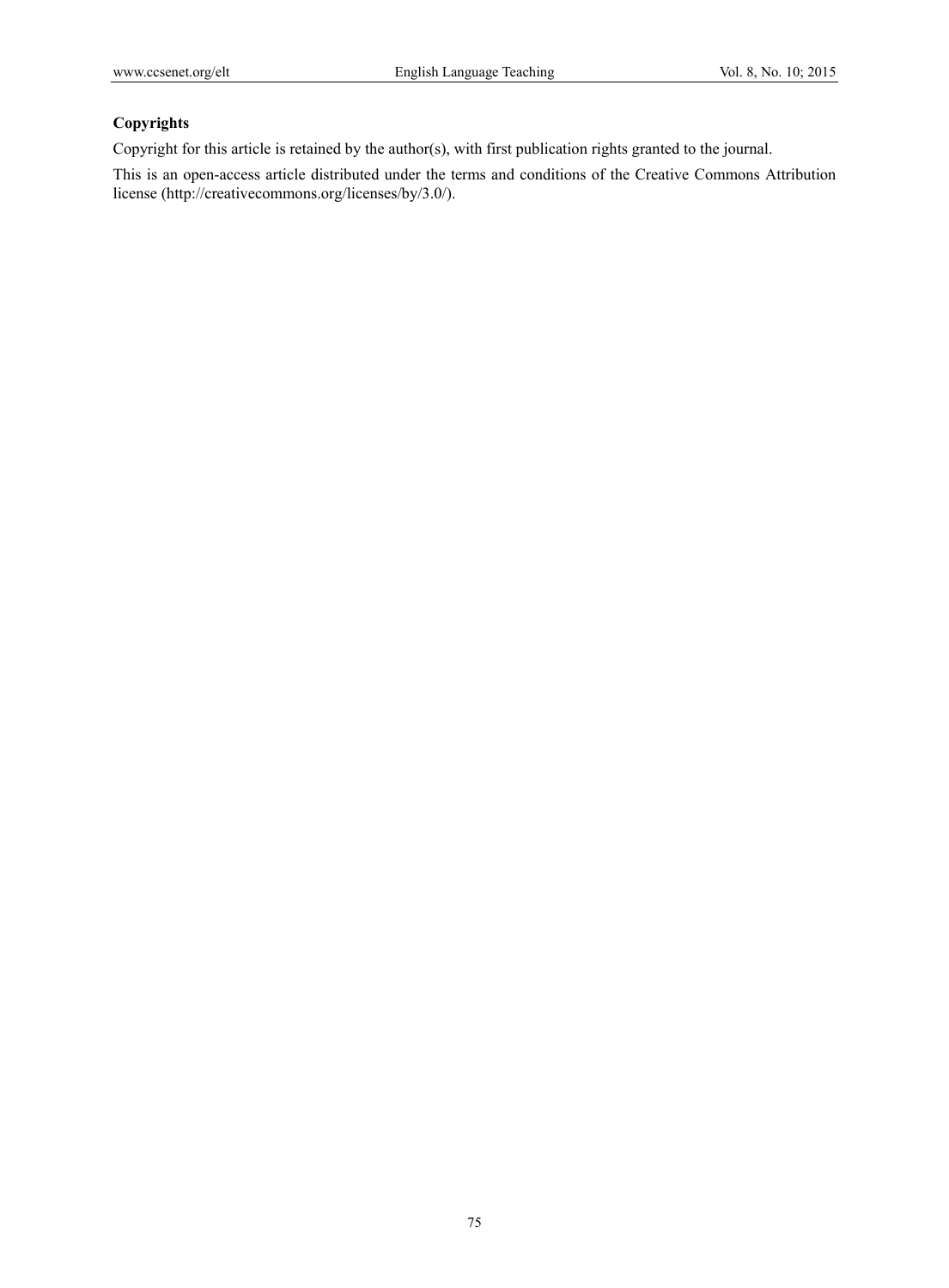## Copyrights

Copyright for this article is retained by the author(s), with first publication rights granted to the journal.

This is an open-access article distributed under the terms and conditions of the Creative Commons Attribution license (http://creativecommons.org/licenses/by/3.0/).